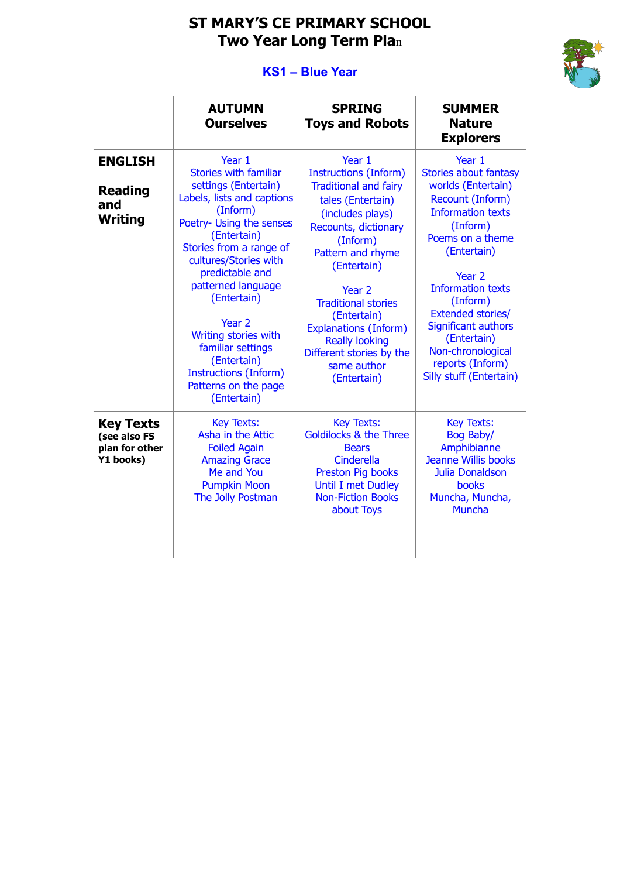# ST MARY'S CE PRIMARY SCHOOL
## Two Year Long Term Plan

### KS1 – Blue Year

| | AUTUMN<br>Ourselves | SPRING<br>Toys and Robots | SUMMER<br>Nature Explorers |
|---|---|---|---|
| **ENGLISH**<br><br>**Reading and Writing** | Year 1<br>Stories with familiar settings (Entertain)<br>Labels, lists and captions (Inform)<br>Poetry- Using the senses (Entertain)<br>Stories from a range of cultures/Stories with predictable and patterned language (Entertain)<br><br>Year 2<br>Writing stories with familiar settings (Entertain)<br>Instructions (Inform)<br>Patterns on the page (Entertain) | Year 1<br>Instructions (Inform)<br>Traditional and fairy tales (Entertain) (includes plays)<br>Recounts, dictionary (Inform)<br>Pattern and rhyme (Entertain)<br><br>Year 2<br>Traditional stories (Entertain)<br>Explanations (Inform)<br>Really looking<br>Different stories by the same author (Entertain) | Year 1<br>Stories about fantasy worlds (Entertain)<br>Recount (Inform)<br>Information texts (Inform)<br>Poems on a theme (Entertain)<br><br>Year 2<br>Information texts (Inform)<br>Extended stories/ Significant authors (Entertain)<br>Non-chronological reports (Inform)<br>Silly stuff (Entertain) |
| **Key Texts**<br>**(see also FS plan for other Y1 books)** | Key Texts:<br>Asha in the Attic<br>Foiled Again<br>Amazing Grace<br>Me and You<br>Pumpkin Moon<br>The Jolly Postman | Key Texts:<br>Goldilocks & the Three Bears<br>Cinderella<br>Preston Pig books<br>Until I met Dudley<br>Non-Fiction Books about Toys | Key Texts:<br>Bog Baby/ Amphibianne<br>Jeanne Willis books<br>Julia Donaldson books<br>Muncha, Muncha, Muncha |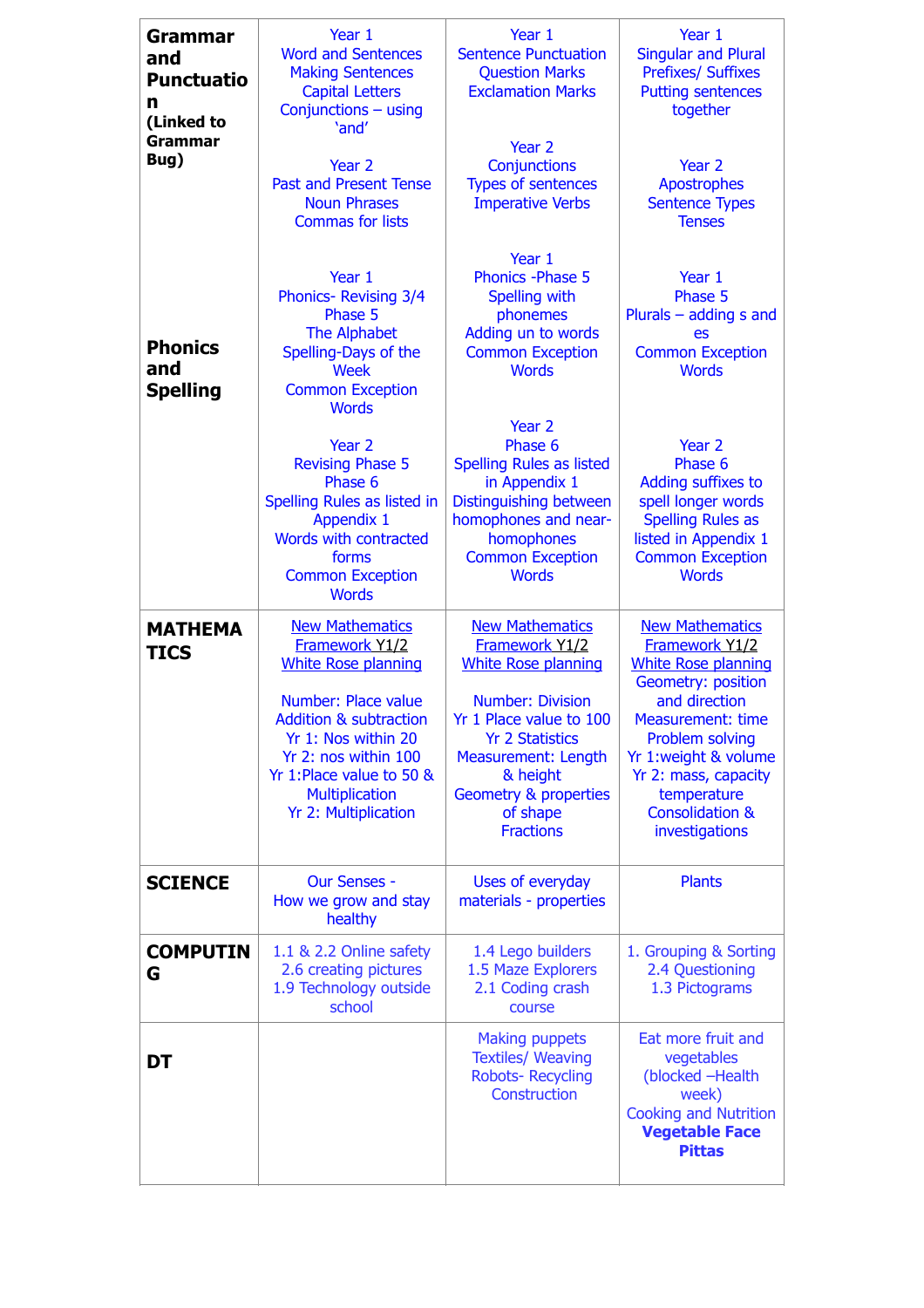| | | | |
|---|---|---|---|
| **Grammar and Punctuation (Linked to Grammar Bug)** | Year 1<br>Word and Sentences<br>Making Sentences<br>Capital Letters<br>Conjunctions – using 'and'<br><br>Year 2<br>Past and Present Tense<br>Noun Phrases<br>Commas for lists | Year 1<br>Sentence Punctuation<br>Question Marks<br>Exclamation Marks<br><br>Year 2<br>Conjunctions<br>Types of sentences<br>Imperative Verbs | Year 1<br>Singular and Plural<br>Prefixes/ Suffixes<br>Putting sentences together<br><br>Year 2<br>Apostrophes<br>Sentence Types<br>Tenses |
| **Phonics and Spelling** | Year 1<br>Phonics- Revising 3/4 Phase 5<br>The Alphabet<br>Spelling-Days of the Week<br>Common Exception Words<br><br>Year 2<br>Revising Phase 5<br>Phase 6<br>Spelling Rules as listed in Appendix 1<br>Words with contracted forms<br>Common Exception Words | Year 1<br>Phonics -Phase 5<br>Spelling with phonemes<br>Adding un to words<br>Common Exception Words<br><br>Year 2<br>Phase 6<br>Spelling Rules as listed in Appendix 1<br>Distinguishing between homophones and near-homophones<br>Common Exception Words | Year 1<br>Phase 5<br>Plurals – adding s and es<br>Common Exception Words<br><br>Year 2<br>Phase 6<br>Adding suffixes to spell longer words<br>Spelling Rules as listed in Appendix 1<br>Common Exception Words |
| **MATHEMATICS** | New Mathematics Framework Y1/2<br>White Rose planning<br><br>Number: Place value<br>Addition & subtraction<br>Yr 1: Nos within 20<br>Yr 2: nos within 100<br>Yr 1:Place value to 50 &<br>Multiplication<br>Yr 2: Multiplication | New Mathematics Framework Y1/2<br>White Rose planning<br><br>Number: Division<br>Yr 1 Place value to 100<br>Yr 2 Statistics<br>Measurement: Length & height<br>Geometry & properties of shape<br>Fractions | New Mathematics Framework Y1/2<br>White Rose planning<br>Geometry: position and direction<br>Measurement: time<br>Problem solving<br>Yr 1:weight & volume<br>Yr 2: mass, capacity temperature<br>Consolidation & investigations |
| **SCIENCE** | Our Senses -<br>How we grow and stay healthy | Uses of everyday materials - properties | Plants |
| **COMPUTING** | 1.1 & 2.2 Online safety<br>2.6 creating pictures<br>1.9 Technology outside school | 1.4 Lego builders<br>1.5 Maze Explorers<br>2.1 Coding crash course | 1. Grouping & Sorting<br>2.4 Questioning<br>1.3 Pictograms |
| **DT** | | Making puppets<br>Textiles/ Weaving<br>Robots- Recycling<br>Construction | Eat more fruit and vegetables<br>(blocked –Health week)<br>Cooking and Nutrition<br>**Vegetable Face Pittas** |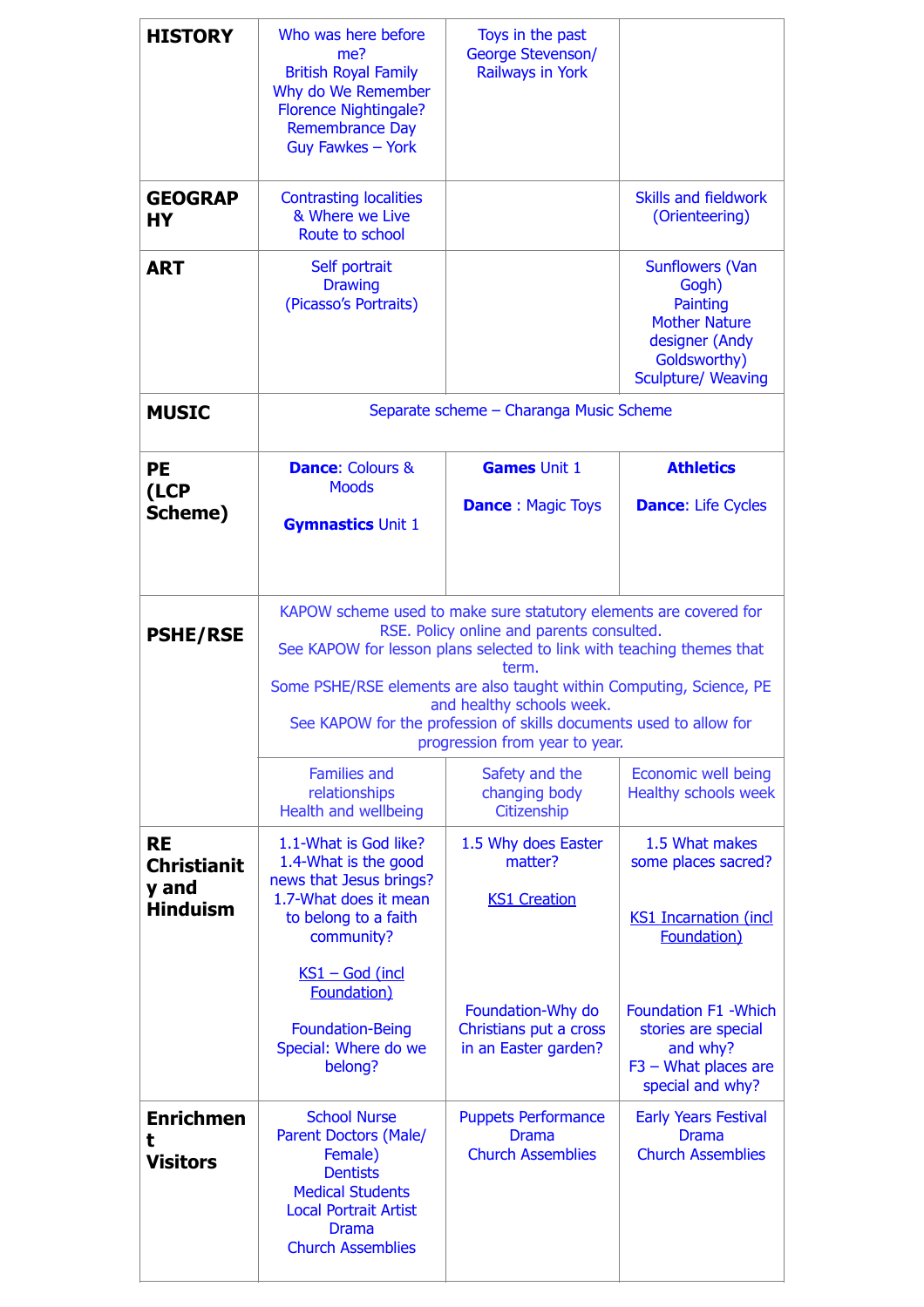| | | | |
|---|---|---|---|
| **HISTORY** | Who was here before me?<br>British Royal Family<br>Why do We Remember Florence Nightingale?<br>Remembrance Day<br>Guy Fawkes – York | Toys in the past<br>George Stevenson/ Railways in York | |
| **GEOGRAPHY** | Contrasting localities & Where we Live<br>Route to school | | Skills and fieldwork (Orienteering) |
| **ART** | Self portrait<br>Drawing<br>(Picasso's Portraits) | | Sunflowers (Van Gogh)<br>Painting<br>Mother Nature designer (Andy Goldsworthy)<br>Sculpture/ Weaving |
| **MUSIC** | Separate scheme – Charanga Music Scheme | | |
| **PE (LCP Scheme)** | **Dance**: Colours & Moods<br><br>**Gymnastics** Unit 1 | **Games** Unit 1<br><br>**Dance** : Magic Toys | **Athletics**<br><br>**Dance**: Life Cycles |
| **PSHE/RSE** | KAPOW scheme used to make sure statutory elements are covered for RSE. Policy online and parents consulted.<br>See KAPOW for lesson plans selected to link with teaching themes that term.<br>Some PSHE/RSE elements are also taught within Computing, Science, PE and healthy schools week.<br>See KAPOW for the profession of skills documents used to allow for progression from year to year. | | |
| | Families and relationships<br>Health and wellbeing | Safety and the changing body<br>Citizenship | Economic well being<br>Healthy schools week |
| **RE Christianity and Hinduism** | 1.1-What is God like?<br>1.4-What is the good news that Jesus brings?<br>1.7-What does it mean to belong to a faith community?<br><br>KS1 – God (incl Foundation)<br><br>Foundation-Being Special: Where do we belong? | 1.5 Why does Easter matter?<br><br>KS1 Creation<br><br>Foundation-Why do Christians put a cross in an Easter garden? | 1.5 What makes some places sacred?<br><br>KS1 Incarnation (incl Foundation)<br><br>Foundation F1 -Which stories are special and why?<br>F3 – What places are special and why? |
| **Enrichment Visitors** | School Nurse<br>Parent Doctors (Male/ Female)<br>Dentists<br>Medical Students<br>Local Portrait Artist<br>Drama<br>Church Assemblies | Puppets Performance<br>Drama<br>Church Assemblies | Early Years Festival<br>Drama<br>Church Assemblies |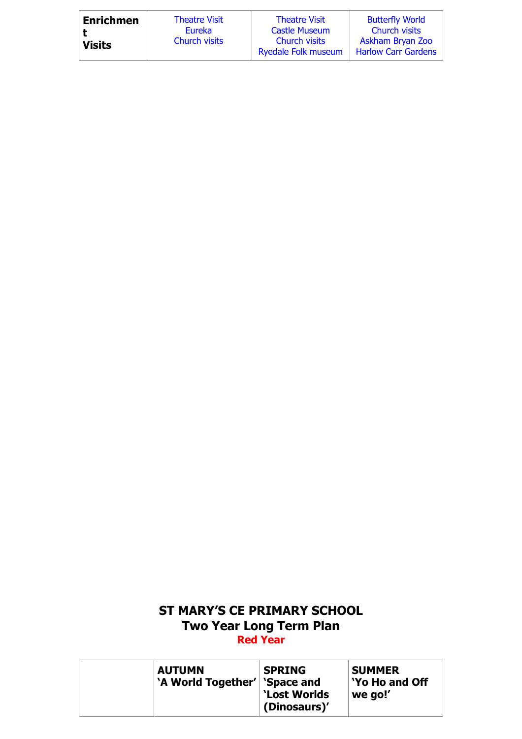| Enrichment Visits | Theatre Visit<br>Eureka<br>Church visits | Theatre Visit<br>Castle Museum<br>Church visits<br>Ryedale Folk museum | Butterfly World<br>Church visits<br>Askham Bryan Zoo<br>Harlow Carr Gardens |
|---|---|---|---|

## ST MARY'S CE PRIMARY SCHOOL
## Two Year Long Term Plan
### Red Year

| | AUTUMN<br>'A World Together' | SPRING<br>'Space and 'Lost Worlds (Dinosaurs)' | SUMMER<br>'Yo Ho and Off we go!' |
|---|---|---|---|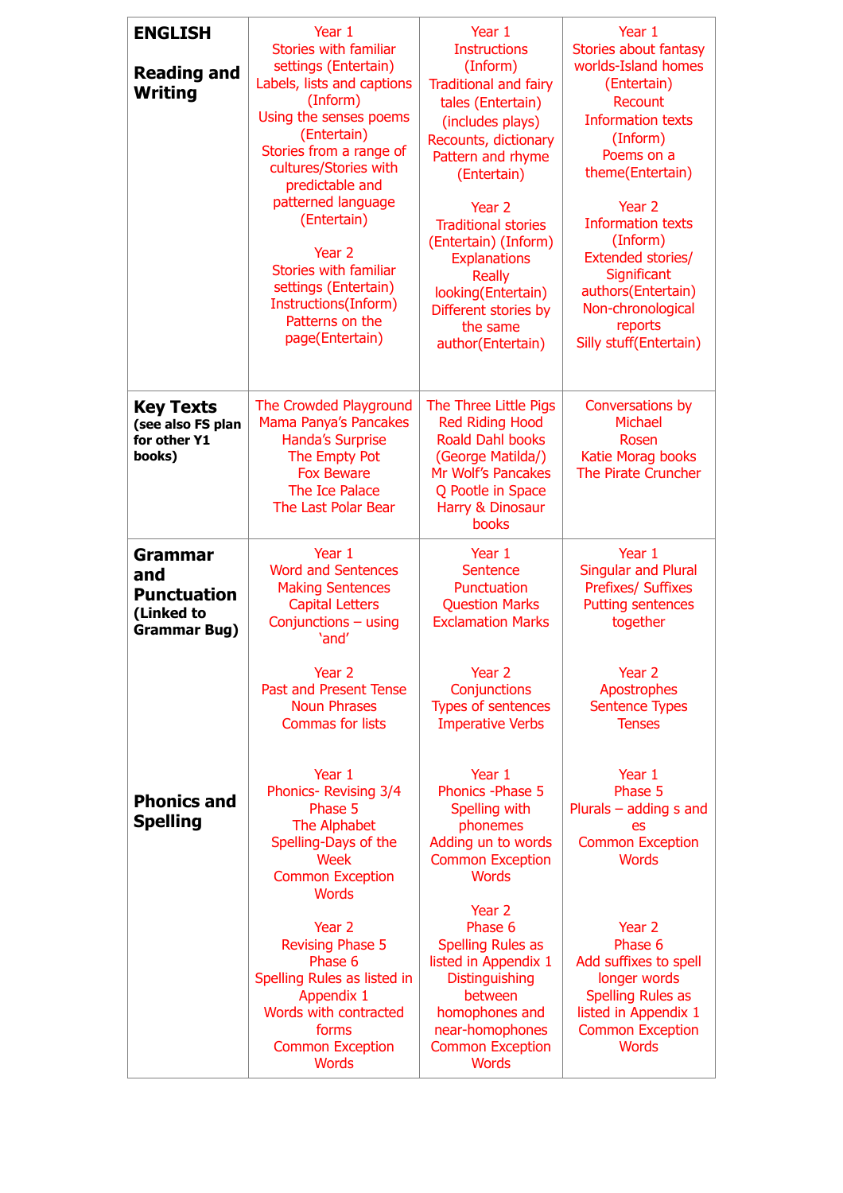| **ENGLISH**<br><br>**Reading and Writing** | Year 1<br>Stories with familiar settings (Entertain)<br>Labels, lists and captions (Inform)<br>Using the senses poems (Entertain)<br>Stories from a range of cultures/Stories with predictable and patterned language (Entertain)<br><br>Year 2<br>Stories with familiar settings (Entertain)<br>Instructions(Inform)<br>Patterns on the page(Entertain) | Year 1<br>Instructions (Inform)<br>Traditional and fairy tales (Entertain) (includes plays)<br>Recounts, dictionary<br>Pattern and rhyme (Entertain)<br><br>Year 2<br>Traditional stories (Entertain) (Inform)<br>Explanations<br>Really looking(Entertain)<br>Different stories by the same author(Entertain) | Year 1<br>Stories about fantasy worlds-Island homes (Entertain)<br>Recount<br>Information texts (Inform)<br>Poems on a theme(Entertain)<br><br>Year 2<br>Information texts (Inform)<br>Extended stories/ Significant authors(Entertain)<br>Non-chronological reports<br>Silly stuff(Entertain) |
|---|---|---|---|
| **Key Texts** **(see also FS plan for other Y1 books)** | The Crowded Playground<br>Mama Panya's Pancakes<br>Handa's Surprise<br>The Empty Pot<br>Fox Beware<br>The Ice Palace<br>The Last Polar Bear | The Three Little Pigs<br>Red Riding Hood<br>Roald Dahl books (George Matilda/)<br>Mr Wolf's Pancakes<br>Q Pootle in Space<br>Harry & Dinosaur books | Conversations by Michael Rosen<br>Katie Morag books<br>The Pirate Cruncher |
| **Grammar and Punctuation** **(Linked to Grammar Bug)**<br><br>**Phonics and Spelling** | Year 1<br>Word and Sentences<br>Making Sentences<br>Capital Letters<br>Conjunctions – using 'and'<br><br>Year 2<br>Past and Present Tense<br>Noun Phrases<br>Commas for lists<br><br>Year 1<br>Phonics- Revising 3/4 Phase 5<br>The Alphabet<br>Spelling-Days of the Week<br>Common Exception Words<br><br>Year 2<br>Revising Phase 5<br>Phase 6<br>Spelling Rules as listed in Appendix 1<br>Words with contracted forms<br>Common Exception Words | Year 1<br>Sentence<br>Punctuation<br>Question Marks<br>Exclamation Marks<br><br>Year 2<br>Conjunctions<br>Types of sentences<br>Imperative Verbs<br><br>Year 1<br>Phonics -Phase 5<br>Spelling with phonemes<br>Adding un to words<br>Common Exception Words<br><br>Year 2<br>Phase 6<br>Spelling Rules as listed in Appendix 1<br>Distinguishing between homophones and near-homophones<br>Common Exception Words | Year 1<br>Singular and Plural<br>Prefixes/ Suffixes<br>Putting sentences together<br><br>Year 2<br>Apostrophes<br>Sentence Types<br>Tenses<br><br>Year 1<br>Phase 5<br>Plurals – adding s and es<br>Common Exception Words<br><br>Year 2<br>Phase 6<br>Add suffixes to spell longer words<br>Spelling Rules as listed in Appendix 1<br>Common Exception Words |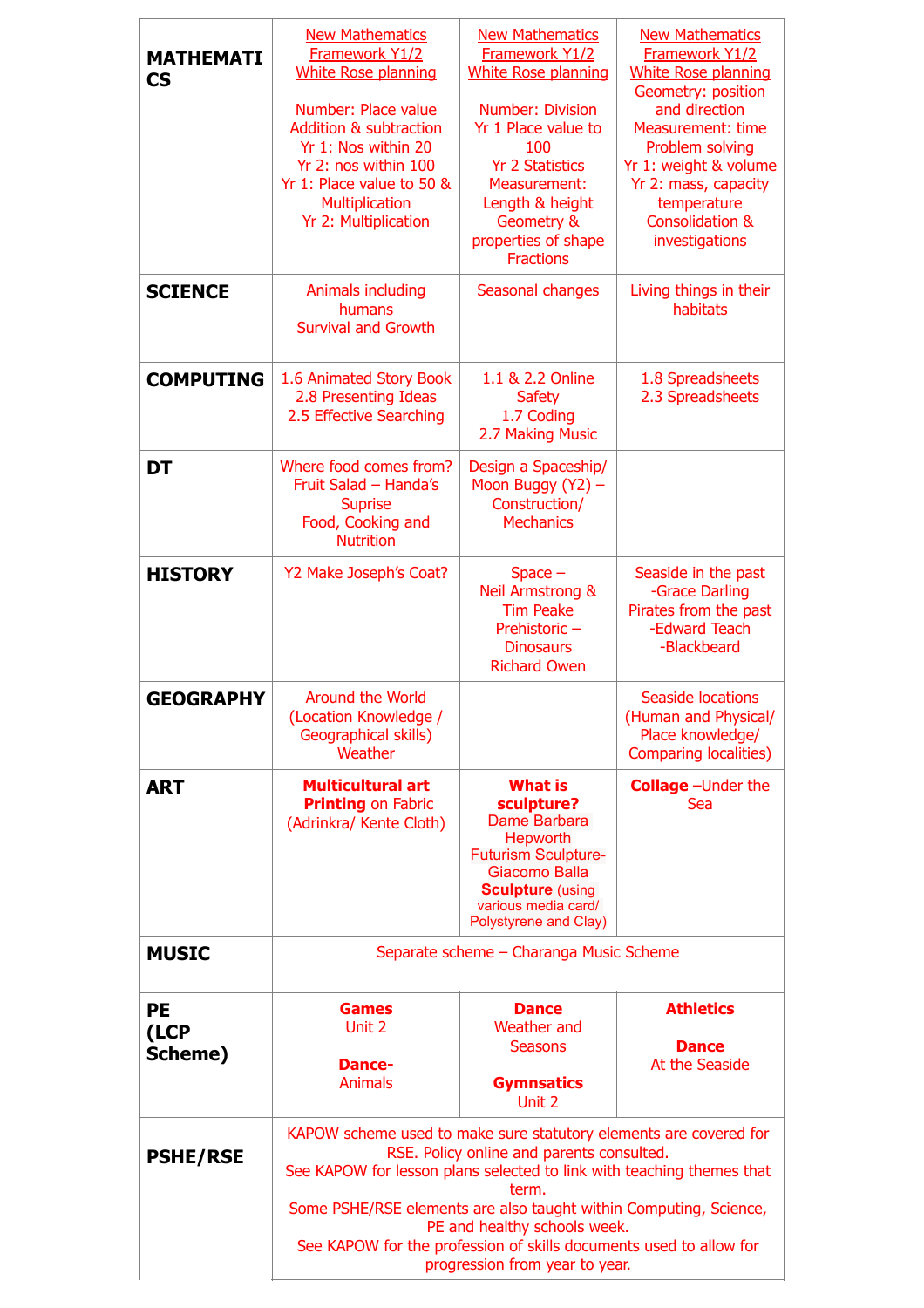| | | | |
|---|---|---|---|
| **MATHEMATICS** | New Mathematics Framework Y1/2 White Rose planning<br><br>Number: Place value Addition & subtraction<br>Yr 1: Nos within 20<br>Yr 2: nos within 100<br>Yr 1: Place value to 50 & Multiplication<br>Yr 2: Multiplication | New Mathematics Framework Y1/2 White Rose planning<br><br>Number: Division<br>Yr 1 Place value to 100<br>Yr 2 Statistics<br>Measurement: Length & height<br>Geometry & properties of shape<br>Fractions | New Mathematics Framework Y1/2 White Rose planning<br>Geometry: position and direction<br>Measurement: time<br>Problem solving<br>Yr 1: weight & volume<br>Yr 2: mass, capacity temperature<br>Consolidation & investigations |
| **SCIENCE** | Animals including humans<br>Survival and Growth | Seasonal changes | Living things in their habitats |
| **COMPUTING** | 1.6 Animated Story Book<br>2.8 Presenting Ideas<br>2.5 Effective Searching | 1.1 & 2.2 Online Safety<br>1.7 Coding<br>2.7 Making Music | 1.8 Spreadsheets<br>2.3 Spreadsheets |
| **DT** | Where food comes from? Fruit Salad – Handa's Suprise<br>Food, Cooking and Nutrition | Design a Spaceship/ Moon Buggy (Y2) – Construction/ Mechanics | |
| **HISTORY** | Y2 Make Joseph's Coat? | Space – Neil Armstrong & Tim Peake<br>Prehistoric – Dinosaurs<br>Richard Owen | Seaside in the past<br>-Grace Darling<br>Pirates from the past<br>-Edward Teach<br>-Blackbeard |
| **GEOGRAPHY** | Around the World (Location Knowledge / Geographical skills)<br>Weather | | Seaside locations (Human and Physical/ Place knowledge/ Comparing localities) |
| **ART** | **Multicultural art**<br>**Printing** on Fabric (Adrinkra/ Kente Cloth) | **What is sculpture?**<br>Dame Barbara Hepworth<br>Futurism Sculpture- Giacomo Balla<br>**Sculpture** (using various media card/ Polystyrene and Clay) | **Collage** –Under the Sea |
| **MUSIC** | Separate scheme – Charanga Music Scheme | | |
| **PE (LCP Scheme)** | **Games**<br>Unit 2<br><br>**Dance-**<br>Animals | **Dance**<br>Weather and Seasons<br><br>**Gymnsatics**<br>Unit 2 | **Athletics**<br><br>**Dance**<br>At the Seaside |
| **PSHE/RSE** | KAPOW scheme used to make sure statutory elements are covered for RSE. Policy online and parents consulted.<br>See KAPOW for lesson plans selected to link with teaching themes that term.<br>Some PSHE/RSE elements are also taught within Computing, Science, PE and healthy schools week.<br>See KAPOW for the profession of skills documents used to allow for progression from year to year. | | |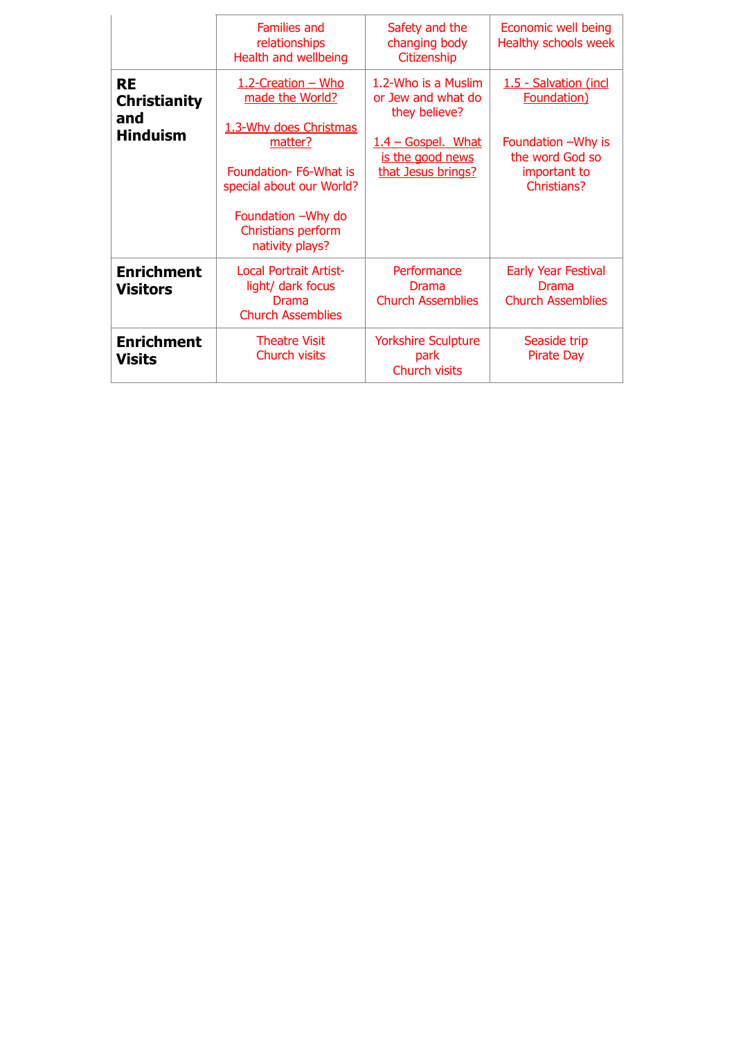| | | | |
|---|---|---|---|
| | Families and relationships<br>Health and wellbeing | Safety and the changing body<br>Citizenship | Economic well being<br>Healthy schools week |
| **RE Christianity and Hinduism** | 1.2-Creation – Who made the World?<br><br>1.3-Why does Christmas matter?<br><br>Foundation- F6-What is special about our World?<br><br>Foundation –Why do Christians perform nativity plays? | 1.2-Who is a Muslim or Jew and what do they believe?<br><br>1.4 – Gospel. What is the good news that Jesus brings? | 1.5 - Salvation (incl Foundation)<br><br>Foundation –Why is the word God so important to Christians? |
| **Enrichment Visitors** | Local Portrait Artist-light/ dark focus<br>Drama<br>Church Assemblies | Performance<br>Drama<br>Church Assemblies | Early Year Festival<br>Drama<br>Church Assemblies |
| **Enrichment Visits** | Theatre Visit<br>Church visits | Yorkshire Sculpture park<br>Church visits | Seaside trip<br>Pirate Day |